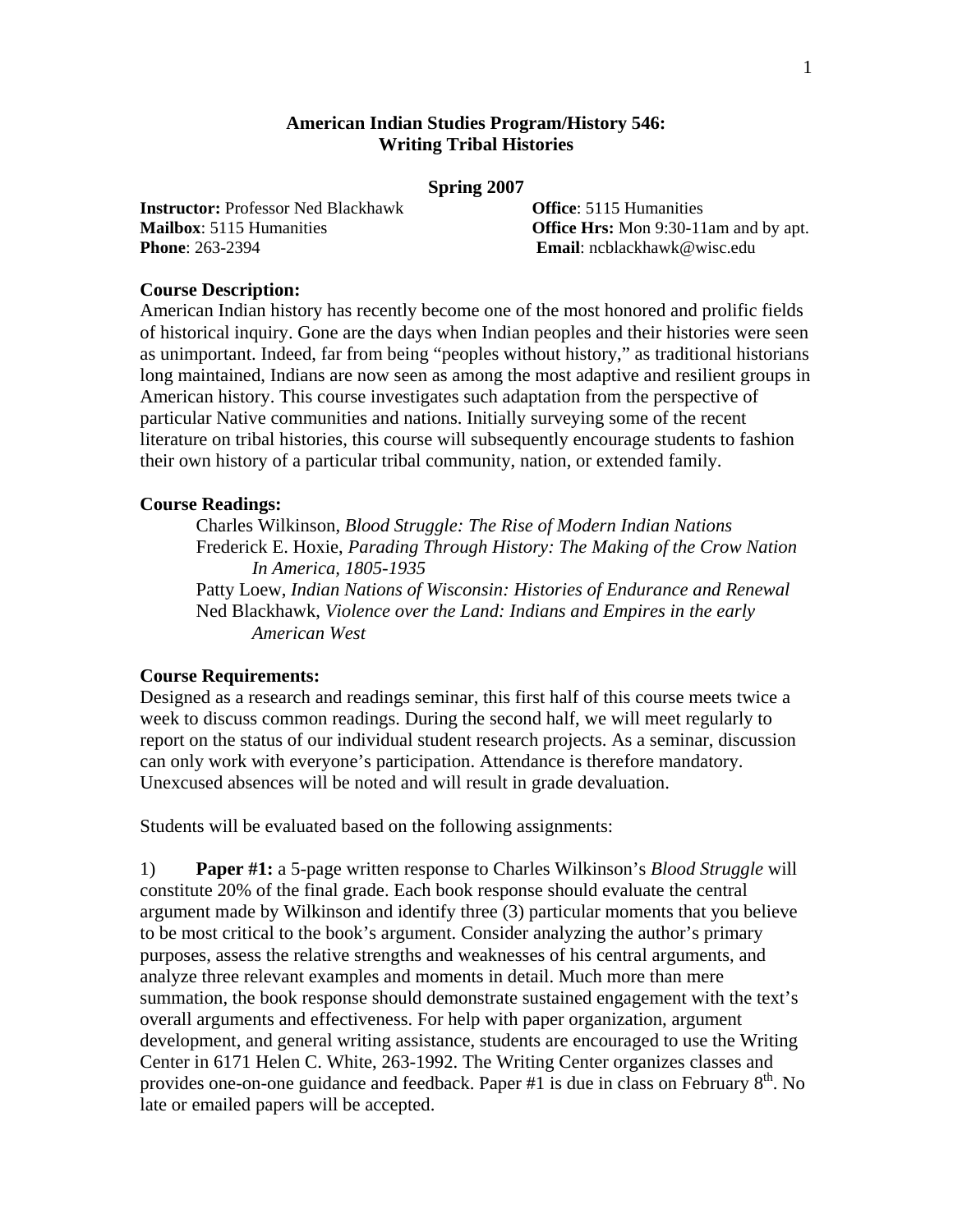# American Indian Studies Program/History 546:
# Writing Tribal Histories

**Spring 2007**

**Instructor:** Professor Ned Blackhawk
**Mailbox**: 5115 Humanities
**Phone**: 263-2394

**Office**: 5115 Humanities
**Office Hrs:** Mon 9:30-11am and by apt.
**Email**: ncblackhawk@wisc.edu

### Course Description:

American Indian history has recently become one of the most honored and prolific fields of historical inquiry. Gone are the days when Indian peoples and their histories were seen as unimportant. Indeed, far from being "peoples without history," as traditional historians long maintained, Indians are now seen as among the most adaptive and resilient groups in American history. This course investigates such adaptation from the perspective of particular Native communities and nations. Initially surveying some of the recent literature on tribal histories, this course will subsequently encourage students to fashion their own history of a particular tribal community, nation, or extended family.

### Course Readings:

Charles Wilkinson, *Blood Struggle: The Rise of Modern Indian Nations*
Frederick E. Hoxie, *Parading Through History: The Making of the Crow Nation In America, 1805-1935*
Patty Loew, *Indian Nations of Wisconsin: Histories of Endurance and Renewal*
Ned Blackhawk, *Violence over the Land: Indians and Empires in the early American West*

### Course Requirements:

Designed as a research and readings seminar, this first half of this course meets twice a week to discuss common readings. During the second half, we will meet regularly to report on the status of our individual student research projects. As a seminar, discussion can only work with everyone's participation. Attendance is therefore mandatory. Unexcused absences will be noted and will result in grade devaluation.

Students will be evaluated based on the following assignments:

1) **Paper #1:** a 5-page written response to Charles Wilkinson's *Blood Struggle* will constitute 20% of the final grade. Each book response should evaluate the central argument made by Wilkinson and identify three (3) particular moments that you believe to be most critical to the book's argument. Consider analyzing the author's primary purposes, assess the relative strengths and weaknesses of his central arguments, and analyze three relevant examples and moments in detail. Much more than mere summation, the book response should demonstrate sustained engagement with the text's overall arguments and effectiveness. For help with paper organization, argument development, and general writing assistance, students are encouraged to use the Writing Center in 6171 Helen C. White, 263-1992. The Writing Center organizes classes and provides one-on-one guidance and feedback. Paper #1 is due in class on February 8th. No late or emailed papers will be accepted.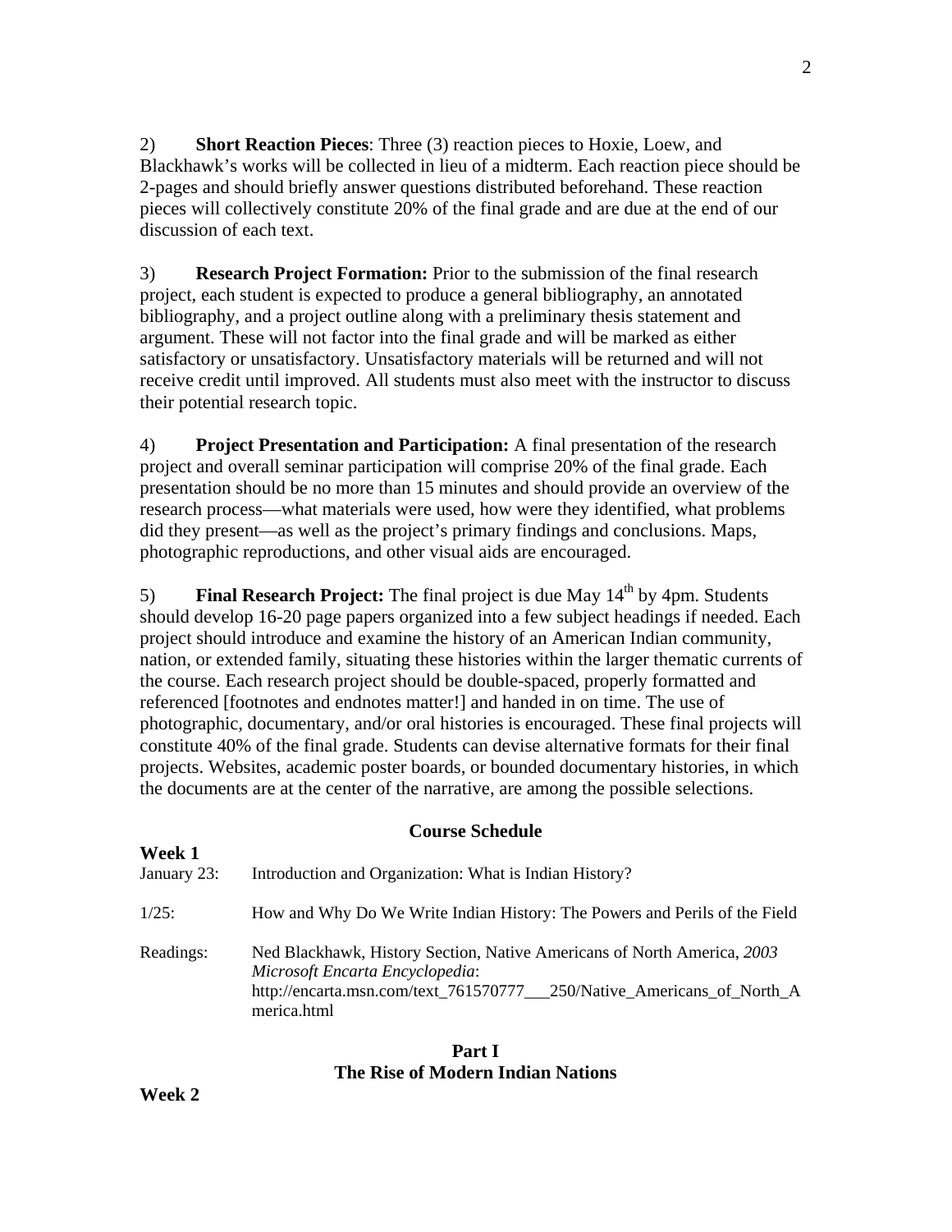2) **Short Reaction Pieces**: Three (3) reaction pieces to Hoxie, Loew, and Blackhawk's works will be collected in lieu of a midterm. Each reaction piece should be 2-pages and should briefly answer questions distributed beforehand. These reaction pieces will collectively constitute 20% of the final grade and are due at the end of our discussion of each text.

3) **Research Project Formation:** Prior to the submission of the final research project, each student is expected to produce a general bibliography, an annotated bibliography, and a project outline along with a preliminary thesis statement and argument. These will not factor into the final grade and will be marked as either satisfactory or unsatisfactory. Unsatisfactory materials will be returned and will not receive credit until improved. All students must also meet with the instructor to discuss their potential research topic.

4) **Project Presentation and Participation:** A final presentation of the research project and overall seminar participation will comprise 20% of the final grade. Each presentation should be no more than 15 minutes and should provide an overview of the research process—what materials were used, how were they identified, what problems did they present—as well as the project's primary findings and conclusions. Maps, photographic reproductions, and other visual aids are encouraged.

5) **Final Research Project:** The final project is due May 14th by 4pm. Students should develop 16-20 page papers organized into a few subject headings if needed. Each project should introduce and examine the history of an American Indian community, nation, or extended family, situating these histories within the larger thematic currents of the course. Each research project should be double-spaced, properly formatted and referenced [footnotes and endnotes matter!] and handed in on time. The use of photographic, documentary, and/or oral histories is encouraged. These final projects will constitute 40% of the final grade. Students can devise alternative formats for their final projects. Websites, academic poster boards, or bounded documentary histories, in which the documents are at the center of the narrative, are among the possible selections.

## Course Schedule

**Week 1**

January 23: Introduction and Organization: What is Indian History?

1/25: How and Why Do We Write Indian History: The Powers and Perils of the Field

Readings: Ned Blackhawk, History Section, Native Americans of North America, *2003 Microsoft Encarta Encyclopedia*: http://encarta.msn.com/text_761570777___250/Native_Americans_of_North_America.html

## Part I
## The Rise of Modern Indian Nations

**Week 2**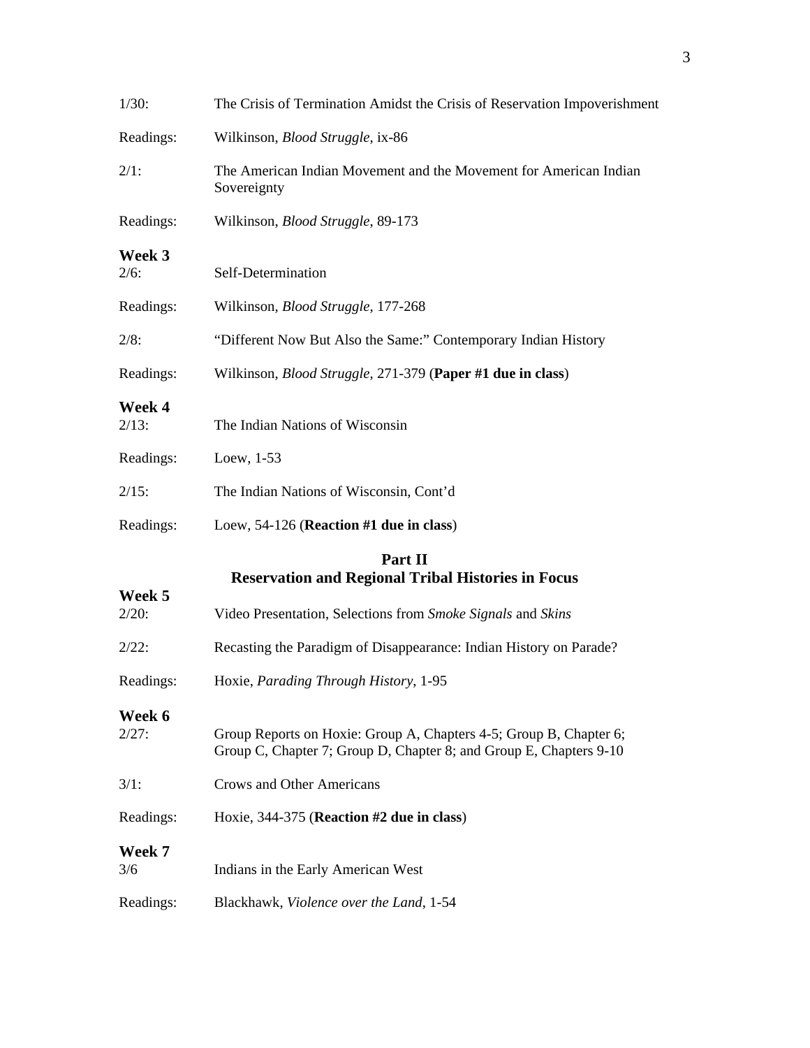1/30: The Crisis of Termination Amidst the Crisis of Reservation Impoverishment

Readings: Wilkinson, *Blood Struggle*, ix-86

2/1: The American Indian Movement and the Movement for American Indian Sovereignty

Readings: Wilkinson, *Blood Struggle*, 89-173

**Week 3**

2/6: Self-Determination

Readings: Wilkinson, *Blood Struggle*, 177-268

2/8: "Different Now But Also the Same:" Contemporary Indian History

Readings: Wilkinson, *Blood Struggle*, 271-379 (**Paper #1 due in class**)

**Week 4**

2/13: The Indian Nations of Wisconsin

Readings: Loew, 1-53

2/15: The Indian Nations of Wisconsin, Cont'd

Readings: Loew, 54-126 (**Reaction #1 due in class**)

## Part II
## Reservation and Regional Tribal Histories in Focus

**Week 5**

2/20: Video Presentation, Selections from *Smoke Signals* and *Skins*

2/22: Recasting the Paradigm of Disappearance: Indian History on Parade?

Readings: Hoxie, *Parading Through History*, 1-95

**Week 6**

2/27: Group Reports on Hoxie: Group A, Chapters 4-5; Group B, Chapter 6; Group C, Chapter 7; Group D, Chapter 8; and Group E, Chapters 9-10

3/1: Crows and Other Americans

Readings: Hoxie, 344-375 (**Reaction #2 due in class**)

**Week 7**

3/6 Indians in the Early American West

Readings: Blackhawk, *Violence over the Land*, 1-54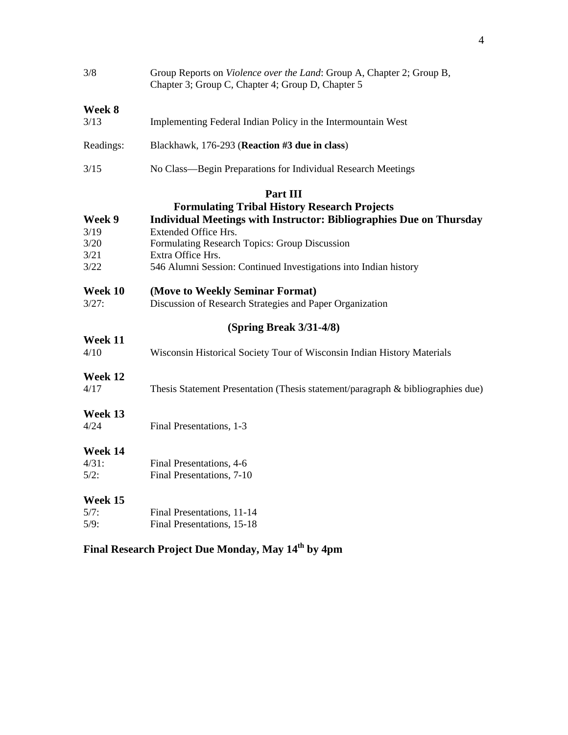3/8 Group Reports on *Violence over the Land*: Group A, Chapter 2; Group B, Chapter 3; Group C, Chapter 4; Group D, Chapter 5

**Week 8**

3/13 Implementing Federal Indian Policy in the Intermountain West

Readings: Blackhawk, 176-293 (**Reaction #3 due in class**)

3/15 No Class—Begin Preparations for Individual Research Meetings

## Part III
## Formulating Tribal History Research Projects

**Week 9** **Individual Meetings with Instructor: Bibliographies Due on Thursday**

3/19 Extended Office Hrs.
3/20 Formulating Research Topics: Group Discussion
3/21 Extra Office Hrs.
3/22 546 Alumni Session: Continued Investigations into Indian history

**Week 10** **(Move to Weekly Seminar Format)**

3/27: Discussion of Research Strategies and Paper Organization

**(Spring Break 3/31-4/8)**

**Week 11**

4/10 Wisconsin Historical Society Tour of Wisconsin Indian History Materials

**Week 12**

4/17 Thesis Statement Presentation (Thesis statement/paragraph & bibliographies due)

**Week 13**

4/24 Final Presentations, 1-3

**Week 14**

4/31: Final Presentations, 4-6
5/2: Final Presentations, 7-10

**Week 15**

5/7: Final Presentations, 11-14
5/9: Final Presentations, 15-18

**Final Research Project Due Monday, May 14th by 4pm**